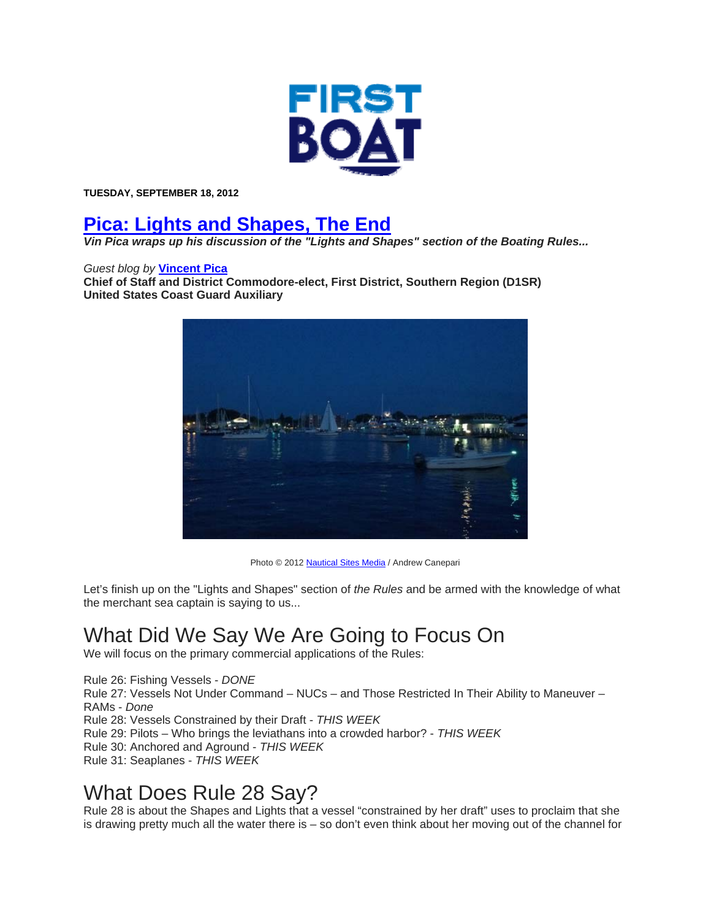FIRST BOAT

**TUESDAY, SEPTEMBER 18, 2012**

# Pica: Lights and Shapes, The End

***Vin Pica wraps up his discussion of the "Lights and Shapes" section of the Boating Rules...***

*Guest blog by* **Vincent Pica**
**Chief of Staff and District Commodore-elect, First District, Southern Region (D1SR)**
**United States Coast Guard Auxiliary**

Photo © 2012 Nautical Sites Media / Andrew Canepari

Let's finish up on the "Lights and Shapes" section of *the Rules* and be armed with the knowledge of what the merchant sea captain is saying to us...

## What Did We Say We Are Going to Focus On

We will focus on the primary commercial applications of the Rules:

Rule 26: Fishing Vessels - *DONE*
Rule 27: Vessels Not Under Command – NUCs – and Those Restricted In Their Ability to Maneuver – RAMs - *Done*
Rule 28: Vessels Constrained by their Draft - *THIS WEEK*
Rule 29: Pilots – Who brings the leviathans into a crowded harbor? - *THIS WEEK*
Rule 30: Anchored and Aground - *THIS WEEK*
Rule 31: Seaplanes - *THIS WEEK*

## What Does Rule 28 Say?

Rule 28 is about the Shapes and Lights that a vessel "constrained by her draft" uses to proclaim that she is drawing pretty much all the water there is – so don't even think about her moving out of the channel for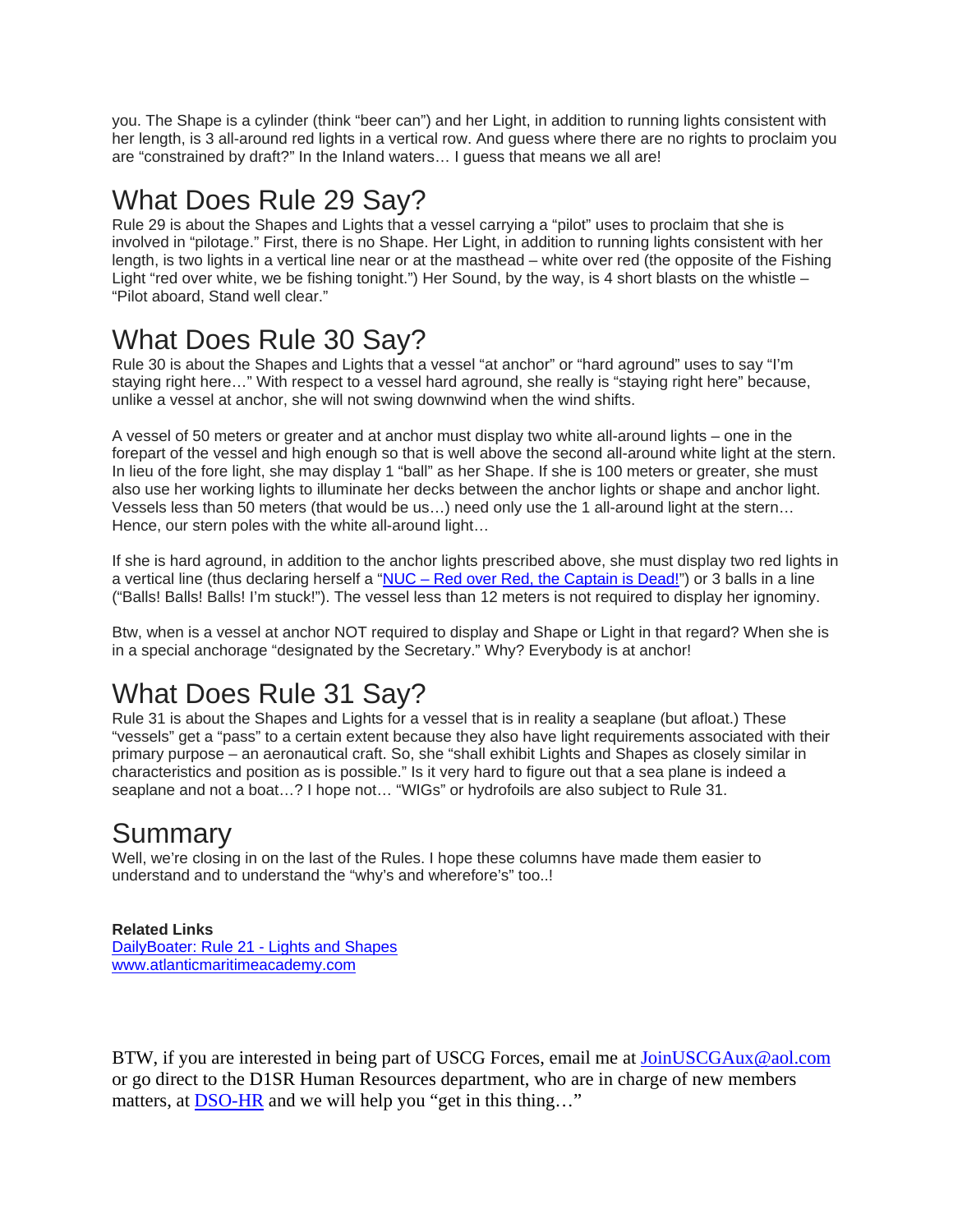you. The Shape is a cylinder (think "beer can") and her Light, in addition to running lights consistent with her length, is 3 all-around red lights in a vertical row. And guess where there are no rights to proclaim you are "constrained by draft?" In the Inland waters… I guess that means we all are!

## What Does Rule 29 Say?

Rule 29 is about the Shapes and Lights that a vessel carrying a "pilot" uses to proclaim that she is involved in "pilotage." First, there is no Shape. Her Light, in addition to running lights consistent with her length, is two lights in a vertical line near or at the masthead – white over red (the opposite of the Fishing Light "red over white, we be fishing tonight.") Her Sound, by the way, is 4 short blasts on the whistle – "Pilot aboard, Stand well clear."

## What Does Rule 30 Say?

Rule 30 is about the Shapes and Lights that a vessel "at anchor" or "hard aground" uses to say "I'm staying right here…" With respect to a vessel hard aground, she really is "staying right here" because, unlike a vessel at anchor, she will not swing downwind when the wind shifts.

A vessel of 50 meters or greater and at anchor must display two white all-around lights – one in the forepart of the vessel and high enough so that is well above the second all-around white light at the stern. In lieu of the fore light, she may display 1 "ball" as her Shape. If she is 100 meters or greater, she must also use her working lights to illuminate her decks between the anchor lights or shape and anchor light. Vessels less than 50 meters (that would be us…) need only use the 1 all-around light at the stern… Hence, our stern poles with the white all-around light…

If she is hard aground, in addition to the anchor lights prescribed above, she must display two red lights in a vertical line (thus declaring herself a "[NUC – Red over Red, the Captain is Dead!]") or 3 balls in a line ("Balls! Balls! Balls! I'm stuck!"). The vessel less than 12 meters is not required to display her ignominy.

Btw, when is a vessel at anchor NOT required to display and Shape or Light in that regard? When she is in a special anchorage "designated by the Secretary." Why? Everybody is at anchor!

## What Does Rule 31 Say?

Rule 31 is about the Shapes and Lights for a vessel that is in reality a seaplane (but afloat.) These "vessels" get a "pass" to a certain extent because they also have light requirements associated with their primary purpose – an aeronautical craft. So, she "shall exhibit Lights and Shapes as closely similar in characteristics and position as is possible." Is it very hard to figure out that a sea plane is indeed a seaplane and not a boat…? I hope not… "WIGs" or hydrofoils are also subject to Rule 31.

## Summary

Well, we're closing in on the last of the Rules. I hope these columns have made them easier to understand and to understand the "why's and wherefore's" too..!

**Related Links**
DailyBoater: Rule 21 - Lights and Shapes
www.atlanticmaritimeacademy.com

BTW, if you are interested in being part of USCG Forces, email me at JoinUSCGAux@aol.com or go direct to the D1SR Human Resources department, who are in charge of new members matters, at DSO-HR and we will help you "get in this thing…"